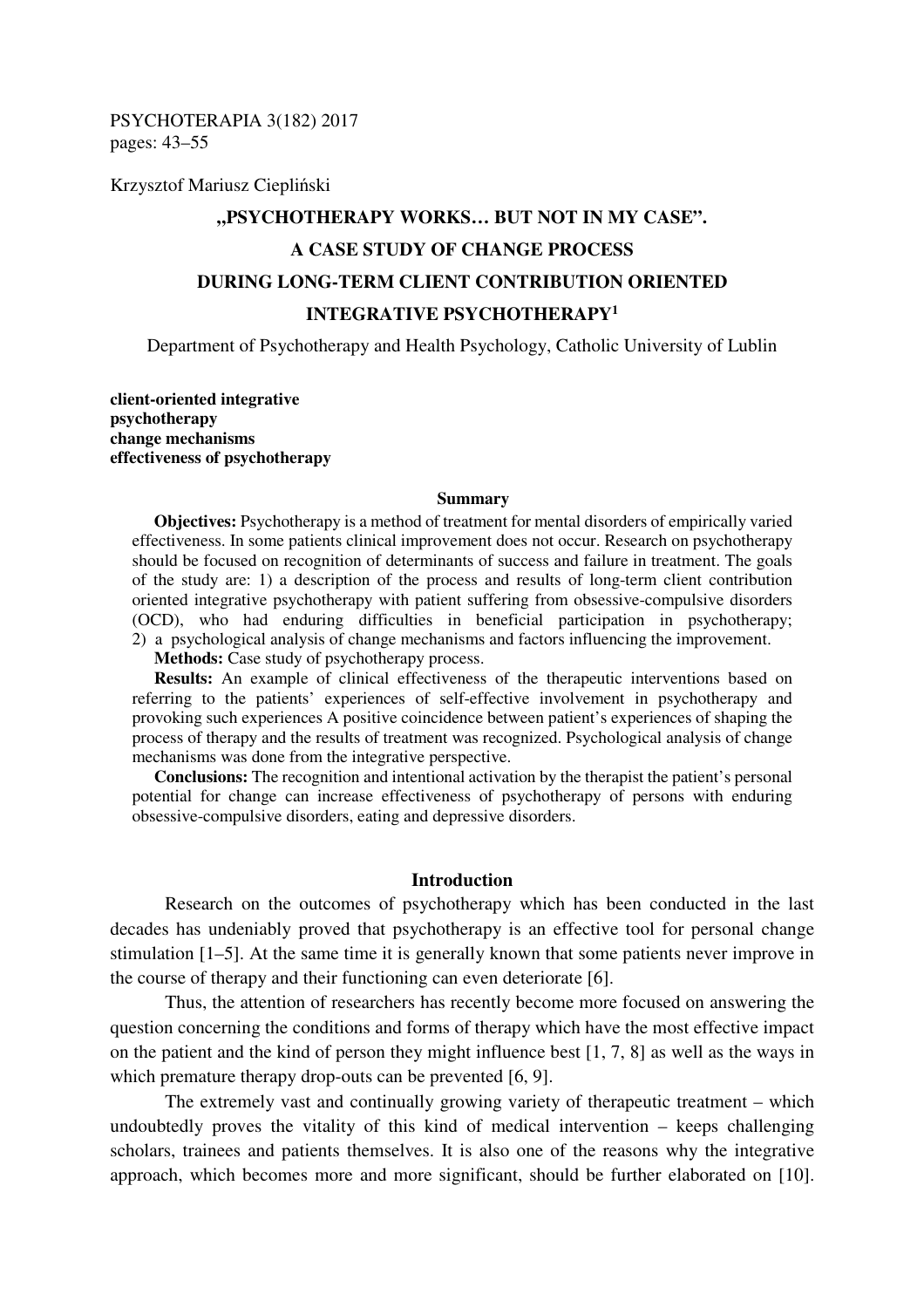Krzysztof Mariusz Ciepliński

# „PSYCHOTHERAPY WORKS… BUT NOT IN MY CASE". A CASE STUDY OF CHANGE PROCESS DURING LONG-TERM CLIENT CONTRIBUTION ORIENTED INTEGRATIVE PSYCHOTHERAPY[1]

Department of Psychotherapy and Health Psychology, Catholic University of Lublin

**client-oriented integrative psychotherapy**
**change mechanisms**
**effectiveness of psychotherapy**

## Summary

**Objectives:** Psychotherapy is a method of treatment for mental disorders of empirically varied effectiveness. In some patients clinical improvement does not occur. Research on psychotherapy should be focused on recognition of determinants of success and failure in treatment. The goals of the study are: 1) a description of the process and results of long-term client contribution oriented integrative psychotherapy with patient suffering from obsessive-compulsive disorders (OCD), who had enduring difficulties in beneficial participation in psychotherapy; 2) a psychological analysis of change mechanisms and factors influencing the improvement.

**Methods:** Case study of psychotherapy process.

**Results:** An example of clinical effectiveness of the therapeutic interventions based on referring to the patients' experiences of self-effective involvement in psychotherapy and provoking such experiences A positive coincidence between patient's experiences of shaping the process of therapy and the results of treatment was recognized. Psychological analysis of change mechanisms was done from the integrative perspective.

**Conclusions:** The recognition and intentional activation by the therapist the patient's personal potential for change can increase effectiveness of psychotherapy of persons with enduring obsessive-compulsive disorders, eating and depressive disorders.

## Introduction

Research on the outcomes of psychotherapy which has been conducted in the last decades has undeniably proved that psychotherapy is an effective tool for personal change stimulation [1–5]. At the same time it is generally known that some patients never improve in the course of therapy and their functioning can even deteriorate [6].

Thus, the attention of researchers has recently become more focused on answering the question concerning the conditions and forms of therapy which have the most effective impact on the patient and the kind of person they might influence best [1, 7, 8] as well as the ways in which premature therapy drop-outs can be prevented [6, 9].

The extremely vast and continually growing variety of therapeutic treatment – which undoubtedly proves the vitality of this kind of medical intervention – keeps challenging scholars, trainees and patients themselves. It is also one of the reasons why the integrative approach, which becomes more and more significant, should be further elaborated on [10].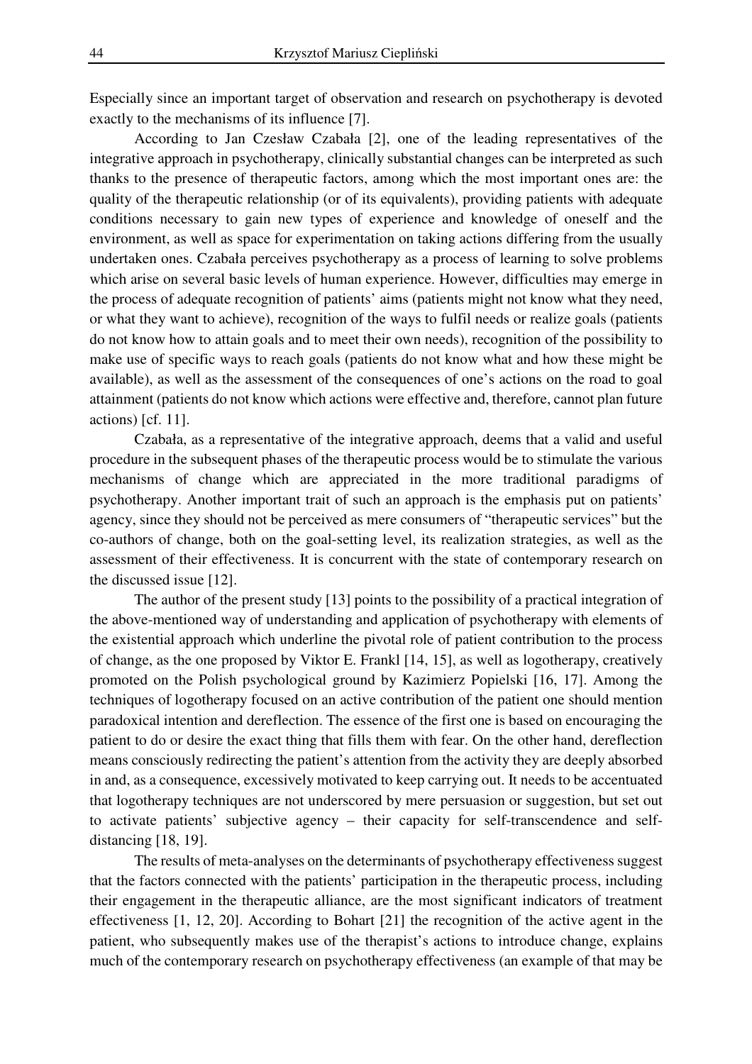Especially since an important target of observation and research on psychotherapy is devoted exactly to the mechanisms of its influence [7].

According to Jan Czesław Czabała [2], one of the leading representatives of the integrative approach in psychotherapy, clinically substantial changes can be interpreted as such thanks to the presence of therapeutic factors, among which the most important ones are: the quality of the therapeutic relationship (or of its equivalents), providing patients with adequate conditions necessary to gain new types of experience and knowledge of oneself and the environment, as well as space for experimentation on taking actions differing from the usually undertaken ones. Czabała perceives psychotherapy as a process of learning to solve problems which arise on several basic levels of human experience. However, difficulties may emerge in the process of adequate recognition of patients' aims (patients might not know what they need, or what they want to achieve), recognition of the ways to fulfil needs or realize goals (patients do not know how to attain goals and to meet their own needs), recognition of the possibility to make use of specific ways to reach goals (patients do not know what and how these might be available), as well as the assessment of the consequences of one's actions on the road to goal attainment (patients do not know which actions were effective and, therefore, cannot plan future actions) [cf. 11].

Czabała, as a representative of the integrative approach, deems that a valid and useful procedure in the subsequent phases of the therapeutic process would be to stimulate the various mechanisms of change which are appreciated in the more traditional paradigms of psychotherapy. Another important trait of such an approach is the emphasis put on patients' agency, since they should not be perceived as mere consumers of "therapeutic services" but the co-authors of change, both on the goal-setting level, its realization strategies, as well as the assessment of their effectiveness. It is concurrent with the state of contemporary research on the discussed issue [12].

The author of the present study [13] points to the possibility of a practical integration of the above-mentioned way of understanding and application of psychotherapy with elements of the existential approach which underline the pivotal role of patient contribution to the process of change, as the one proposed by Viktor E. Frankl [14, 15], as well as logotherapy, creatively promoted on the Polish psychological ground by Kazimierz Popielski [16, 17]. Among the techniques of logotherapy focused on an active contribution of the patient one should mention paradoxical intention and dereflection. The essence of the first one is based on encouraging the patient to do or desire the exact thing that fills them with fear. On the other hand, dereflection means consciously redirecting the patient's attention from the activity they are deeply absorbed in and, as a consequence, excessively motivated to keep carrying out. It needs to be accentuated that logotherapy techniques are not underscored by mere persuasion or suggestion, but set out to activate patients' subjective agency – their capacity for self-transcendence and self-distancing [18, 19].

The results of meta-analyses on the determinants of psychotherapy effectiveness suggest that the factors connected with the patients' participation in the therapeutic process, including their engagement in the therapeutic alliance, are the most significant indicators of treatment effectiveness [1, 12, 20]. According to Bohart [21] the recognition of the active agent in the patient, who subsequently makes use of the therapist's actions to introduce change, explains much of the contemporary research on psychotherapy effectiveness (an example of that may be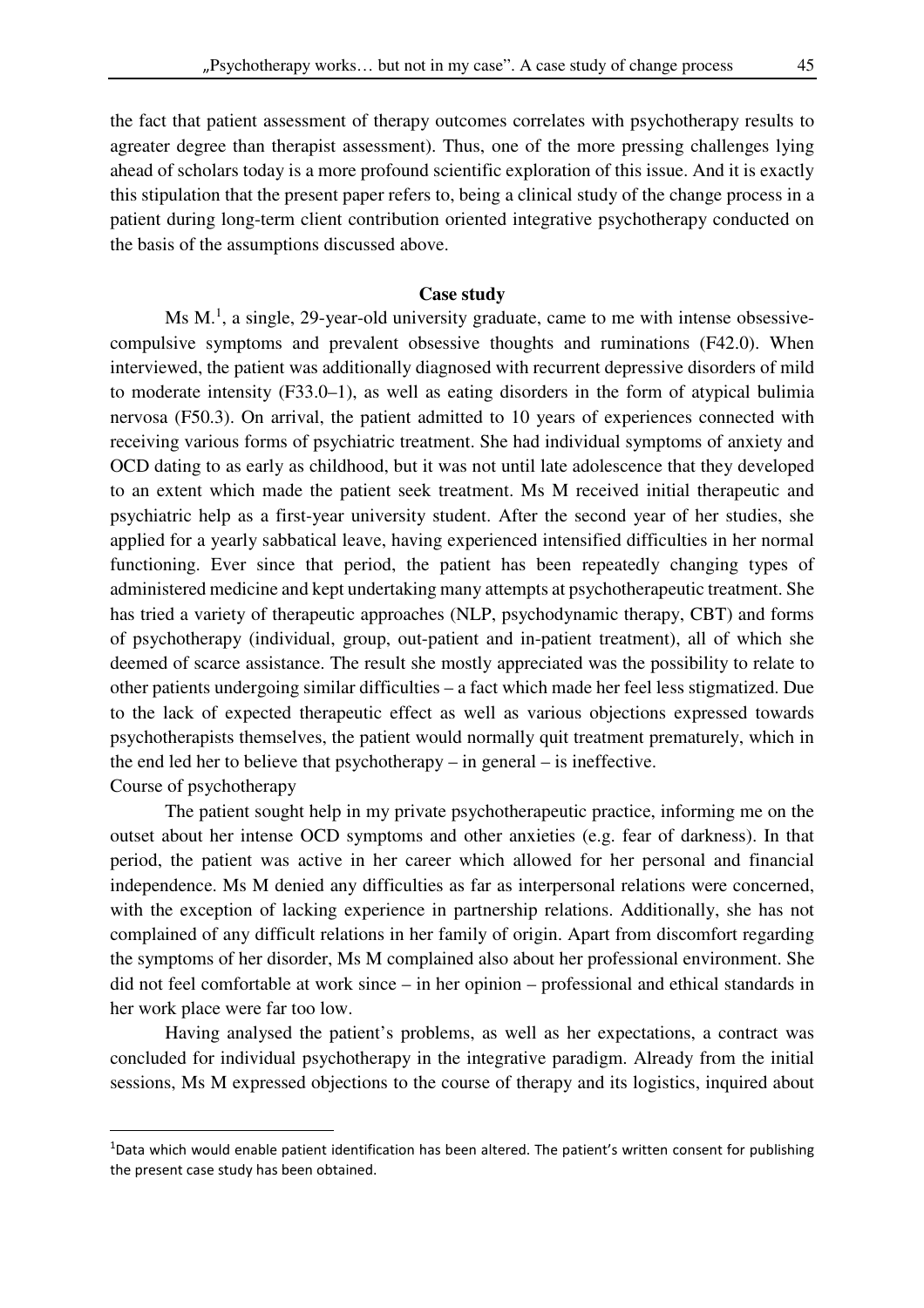the fact that patient assessment of therapy outcomes correlates with psychotherapy results to agreater degree than therapist assessment). Thus, one of the more pressing challenges lying ahead of scholars today is a more profound scientific exploration of this issue. And it is exactly this stipulation that the present paper refers to, being a clinical study of the change process in a patient during long-term client contribution oriented integrative psychotherapy conducted on the basis of the assumptions discussed above.

## Case study

Ms M.[1], a single, 29-year-old university graduate, came to me with intense obsessive-compulsive symptoms and prevalent obsessive thoughts and ruminations (F42.0). When interviewed, the patient was additionally diagnosed with recurrent depressive disorders of mild to moderate intensity (F33.0–1), as well as eating disorders in the form of atypical bulimia nervosa (F50.3). On arrival, the patient admitted to 10 years of experiences connected with receiving various forms of psychiatric treatment. She had individual symptoms of anxiety and OCD dating to as early as childhood, but it was not until late adolescence that they developed to an extent which made the patient seek treatment. Ms M received initial therapeutic and psychiatric help as a first-year university student. After the second year of her studies, she applied for a yearly sabbatical leave, having experienced intensified difficulties in her normal functioning. Ever since that period, the patient has been repeatedly changing types of administered medicine and kept undertaking many attempts at psychotherapeutic treatment. She has tried a variety of therapeutic approaches (NLP, psychodynamic therapy, CBT) and forms of psychotherapy (individual, group, out-patient and in-patient treatment), all of which she deemed of scarce assistance. The result she mostly appreciated was the possibility to relate to other patients undergoing similar difficulties – a fact which made her feel less stigmatized. Due to the lack of expected therapeutic effect as well as various objections expressed towards psychotherapists themselves, the patient would normally quit treatment prematurely, which in the end led her to believe that psychotherapy – in general – is ineffective.

Course of psychotherapy

The patient sought help in my private psychotherapeutic practice, informing me on the outset about her intense OCD symptoms and other anxieties (e.g. fear of darkness). In that period, the patient was active in her career which allowed for her personal and financial independence. Ms M denied any difficulties as far as interpersonal relations were concerned, with the exception of lacking experience in partnership relations. Additionally, she has not complained of any difficult relations in her family of origin. Apart from discomfort regarding the symptoms of her disorder, Ms M complained also about her professional environment. She did not feel comfortable at work since – in her opinion – professional and ethical standards in her work place were far too low.

Having analysed the patient's problems, as well as her expectations, a contract was concluded for individual psychotherapy in the integrative paradigm. Already from the initial sessions, Ms M expressed objections to the course of therapy and its logistics, inquired about

[1] Data which would enable patient identification has been altered. The patient's written consent for publishing the present case study has been obtained.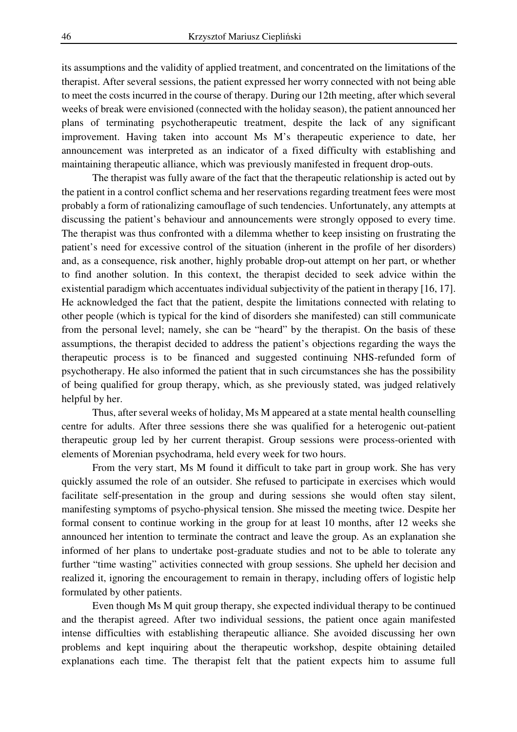its assumptions and the validity of applied treatment, and concentrated on the limitations of the therapist. After several sessions, the patient expressed her worry connected with not being able to meet the costs incurred in the course of therapy. During our 12th meeting, after which several weeks of break were envisioned (connected with the holiday season), the patient announced her plans of terminating psychotherapeutic treatment, despite the lack of any significant improvement. Having taken into account Ms M's therapeutic experience to date, her announcement was interpreted as an indicator of a fixed difficulty with establishing and maintaining therapeutic alliance, which was previously manifested in frequent drop-outs.

The therapist was fully aware of the fact that the therapeutic relationship is acted out by the patient in a control conflict schema and her reservations regarding treatment fees were most probably a form of rationalizing camouflage of such tendencies. Unfortunately, any attempts at discussing the patient's behaviour and announcements were strongly opposed to every time. The therapist was thus confronted with a dilemma whether to keep insisting on frustrating the patient's need for excessive control of the situation (inherent in the profile of her disorders) and, as a consequence, risk another, highly probable drop-out attempt on her part, or whether to find another solution. In this context, the therapist decided to seek advice within the existential paradigm which accentuates individual subjectivity of the patient in therapy [16, 17]. He acknowledged the fact that the patient, despite the limitations connected with relating to other people (which is typical for the kind of disorders she manifested) can still communicate from the personal level; namely, she can be "heard" by the therapist. On the basis of these assumptions, the therapist decided to address the patient's objections regarding the ways the therapeutic process is to be financed and suggested continuing NHS-refunded form of psychotherapy. He also informed the patient that in such circumstances she has the possibility of being qualified for group therapy, which, as she previously stated, was judged relatively helpful by her.

Thus, after several weeks of holiday, Ms M appeared at a state mental health counselling centre for adults. After three sessions there she was qualified for a heterogenic out-patient therapeutic group led by her current therapist. Group sessions were process-oriented with elements of Morenian psychodrama, held every week for two hours.

From the very start, Ms M found it difficult to take part in group work. She has very quickly assumed the role of an outsider. She refused to participate in exercises which would facilitate self-presentation in the group and during sessions she would often stay silent, manifesting symptoms of psycho-physical tension. She missed the meeting twice. Despite her formal consent to continue working in the group for at least 10 months, after 12 weeks she announced her intention to terminate the contract and leave the group. As an explanation she informed of her plans to undertake post-graduate studies and not to be able to tolerate any further "time wasting" activities connected with group sessions. She upheld her decision and realized it, ignoring the encouragement to remain in therapy, including offers of logistic help formulated by other patients.

Even though Ms M quit group therapy, she expected individual therapy to be continued and the therapist agreed. After two individual sessions, the patient once again manifested intense difficulties with establishing therapeutic alliance. She avoided discussing her own problems and kept inquiring about the therapeutic workshop, despite obtaining detailed explanations each time. The therapist felt that the patient expects him to assume full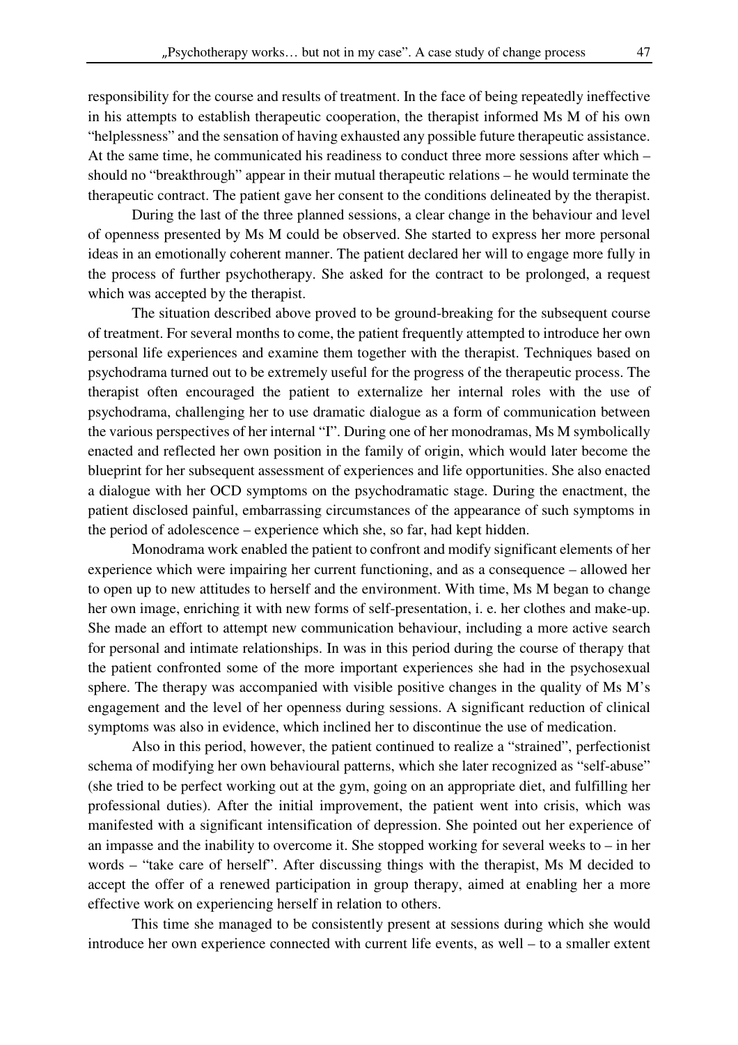responsibility for the course and results of treatment. In the face of being repeatedly ineffective in his attempts to establish therapeutic cooperation, the therapist informed Ms M of his own "helplessness" and the sensation of having exhausted any possible future therapeutic assistance. At the same time, he communicated his readiness to conduct three more sessions after which – should no "breakthrough" appear in their mutual therapeutic relations – he would terminate the therapeutic contract. The patient gave her consent to the conditions delineated by the therapist.

During the last of the three planned sessions, a clear change in the behaviour and level of openness presented by Ms M could be observed. She started to express her more personal ideas in an emotionally coherent manner. The patient declared her will to engage more fully in the process of further psychotherapy. She asked for the contract to be prolonged, a request which was accepted by the therapist.

The situation described above proved to be ground-breaking for the subsequent course of treatment. For several months to come, the patient frequently attempted to introduce her own personal life experiences and examine them together with the therapist. Techniques based on psychodrama turned out to be extremely useful for the progress of the therapeutic process. The therapist often encouraged the patient to externalize her internal roles with the use of psychodrama, challenging her to use dramatic dialogue as a form of communication between the various perspectives of her internal "I". During one of her monodramas, Ms M symbolically enacted and reflected her own position in the family of origin, which would later become the blueprint for her subsequent assessment of experiences and life opportunities. She also enacted a dialogue with her OCD symptoms on the psychodramatic stage. During the enactment, the patient disclosed painful, embarrassing circumstances of the appearance of such symptoms in the period of adolescence – experience which she, so far, had kept hidden.

Monodrama work enabled the patient to confront and modify significant elements of her experience which were impairing her current functioning, and as a consequence – allowed her to open up to new attitudes to herself and the environment. With time, Ms M began to change her own image, enriching it with new forms of self-presentation, i. e. her clothes and make-up. She made an effort to attempt new communication behaviour, including a more active search for personal and intimate relationships. In was in this period during the course of therapy that the patient confronted some of the more important experiences she had in the psychosexual sphere. The therapy was accompanied with visible positive changes in the quality of Ms M's engagement and the level of her openness during sessions. A significant reduction of clinical symptoms was also in evidence, which inclined her to discontinue the use of medication.

Also in this period, however, the patient continued to realize a "strained", perfectionist schema of modifying her own behavioural patterns, which she later recognized as "self-abuse" (she tried to be perfect working out at the gym, going on an appropriate diet, and fulfilling her professional duties). After the initial improvement, the patient went into crisis, which was manifested with a significant intensification of depression. She pointed out her experience of an impasse and the inability to overcome it. She stopped working for several weeks to – in her words – "take care of herself". After discussing things with the therapist, Ms M decided to accept the offer of a renewed participation in group therapy, aimed at enabling her a more effective work on experiencing herself in relation to others.

This time she managed to be consistently present at sessions during which she would introduce her own experience connected with current life events, as well – to a smaller extent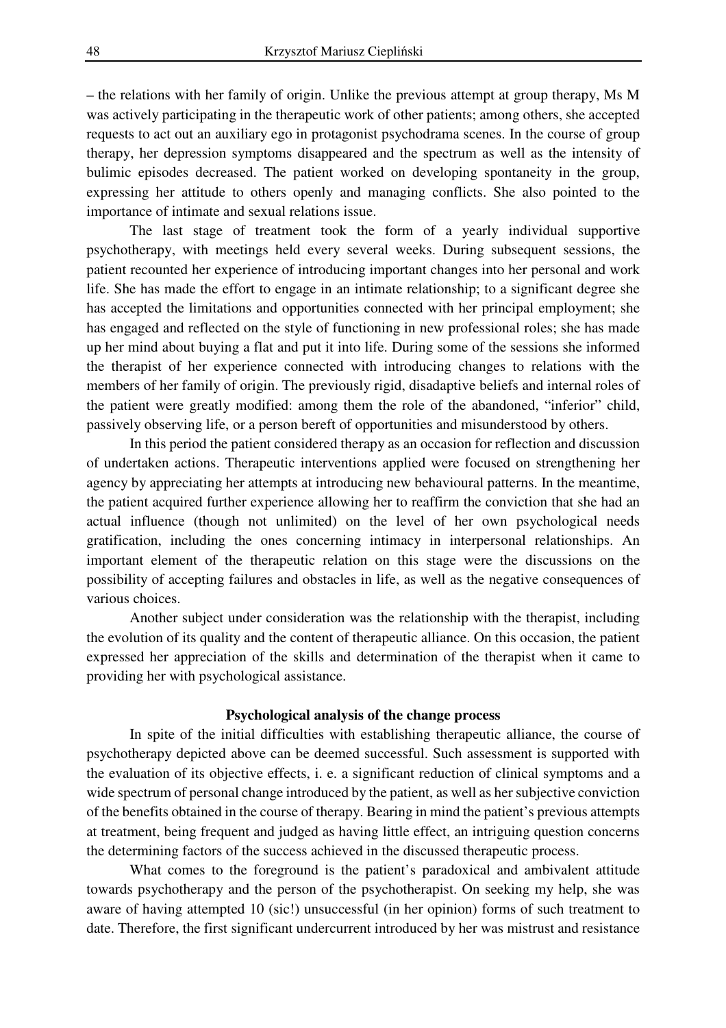– the relations with her family of origin. Unlike the previous attempt at group therapy, Ms M was actively participating in the therapeutic work of other patients; among others, she accepted requests to act out an auxiliary ego in protagonist psychodrama scenes. In the course of group therapy, her depression symptoms disappeared and the spectrum as well as the intensity of bulimic episodes decreased. The patient worked on developing spontaneity in the group, expressing her attitude to others openly and managing conflicts. She also pointed to the importance of intimate and sexual relations issue.

The last stage of treatment took the form of a yearly individual supportive psychotherapy, with meetings held every several weeks. During subsequent sessions, the patient recounted her experience of introducing important changes into her personal and work life. She has made the effort to engage in an intimate relationship; to a significant degree she has accepted the limitations and opportunities connected with her principal employment; she has engaged and reflected on the style of functioning in new professional roles; she has made up her mind about buying a flat and put it into life. During some of the sessions she informed the therapist of her experience connected with introducing changes to relations with the members of her family of origin. The previously rigid, disadaptive beliefs and internal roles of the patient were greatly modified: among them the role of the abandoned, "inferior" child, passively observing life, or a person bereft of opportunities and misunderstood by others.

In this period the patient considered therapy as an occasion for reflection and discussion of undertaken actions. Therapeutic interventions applied were focused on strengthening her agency by appreciating her attempts at introducing new behavioural patterns. In the meantime, the patient acquired further experience allowing her to reaffirm the conviction that she had an actual influence (though not unlimited) on the level of her own psychological needs gratification, including the ones concerning intimacy in interpersonal relationships. An important element of the therapeutic relation on this stage were the discussions on the possibility of accepting failures and obstacles in life, as well as the negative consequences of various choices.

Another subject under consideration was the relationship with the therapist, including the evolution of its quality and the content of therapeutic alliance. On this occasion, the patient expressed her appreciation of the skills and determination of the therapist when it came to providing her with psychological assistance.

## Psychological analysis of the change process

In spite of the initial difficulties with establishing therapeutic alliance, the course of psychotherapy depicted above can be deemed successful. Such assessment is supported with the evaluation of its objective effects, i. e. a significant reduction of clinical symptoms and a wide spectrum of personal change introduced by the patient, as well as her subjective conviction of the benefits obtained in the course of therapy. Bearing in mind the patient's previous attempts at treatment, being frequent and judged as having little effect, an intriguing question concerns the determining factors of the success achieved in the discussed therapeutic process.

What comes to the foreground is the patient's paradoxical and ambivalent attitude towards psychotherapy and the person of the psychotherapist. On seeking my help, she was aware of having attempted 10 (sic!) unsuccessful (in her opinion) forms of such treatment to date. Therefore, the first significant undercurrent introduced by her was mistrust and resistance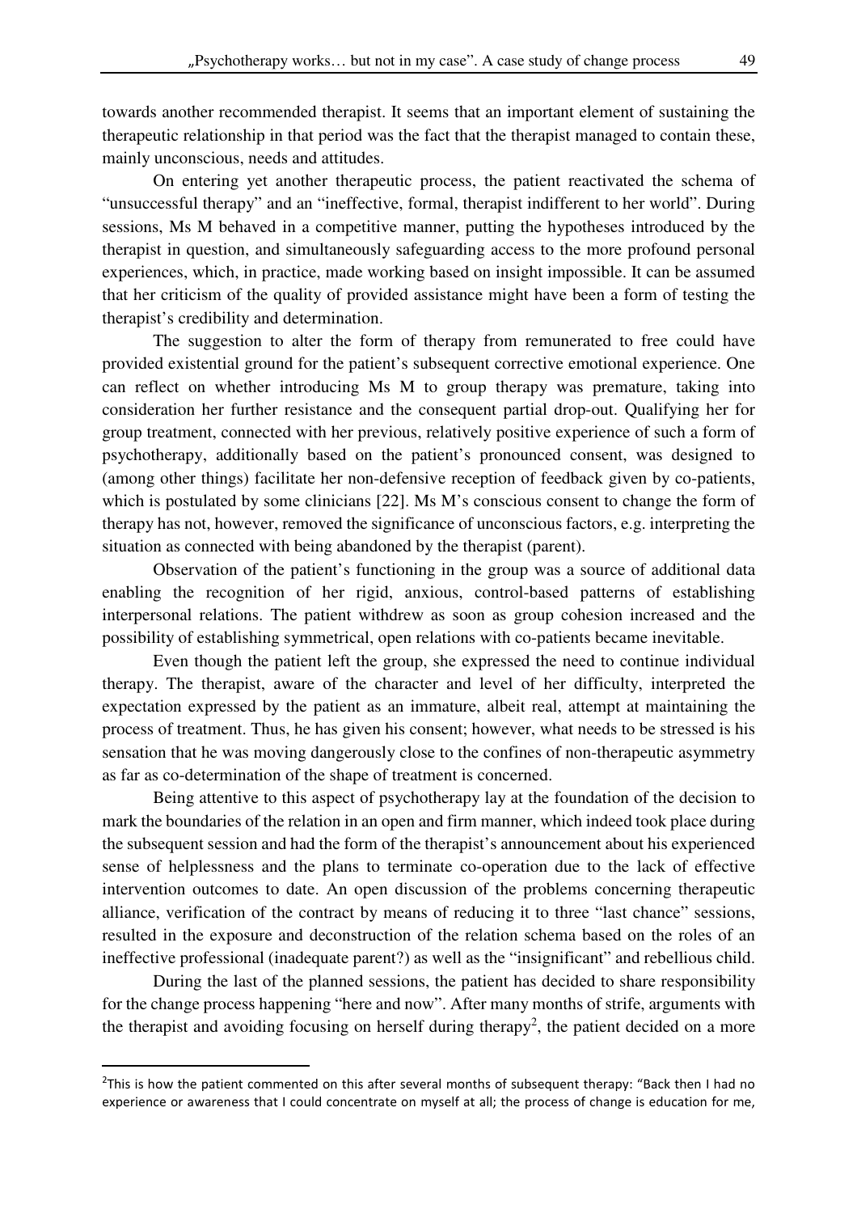towards another recommended therapist. It seems that an important element of sustaining the therapeutic relationship in that period was the fact that the therapist managed to contain these, mainly unconscious, needs and attitudes.

On entering yet another therapeutic process, the patient reactivated the schema of "unsuccessful therapy" and an "ineffective, formal, therapist indifferent to her world". During sessions, Ms M behaved in a competitive manner, putting the hypotheses introduced by the therapist in question, and simultaneously safeguarding access to the more profound personal experiences, which, in practice, made working based on insight impossible. It can be assumed that her criticism of the quality of provided assistance might have been a form of testing the therapist's credibility and determination.

The suggestion to alter the form of therapy from remunerated to free could have provided existential ground for the patient's subsequent corrective emotional experience. One can reflect on whether introducing Ms M to group therapy was premature, taking into consideration her further resistance and the consequent partial drop-out. Qualifying her for group treatment, connected with her previous, relatively positive experience of such a form of psychotherapy, additionally based on the patient's pronounced consent, was designed to (among other things) facilitate her non-defensive reception of feedback given by co-patients, which is postulated by some clinicians [22]. Ms M's conscious consent to change the form of therapy has not, however, removed the significance of unconscious factors, e.g. interpreting the situation as connected with being abandoned by the therapist (parent).

Observation of the patient's functioning in the group was a source of additional data enabling the recognition of her rigid, anxious, control-based patterns of establishing interpersonal relations. The patient withdrew as soon as group cohesion increased and the possibility of establishing symmetrical, open relations with co-patients became inevitable.

Even though the patient left the group, she expressed the need to continue individual therapy. The therapist, aware of the character and level of her difficulty, interpreted the expectation expressed by the patient as an immature, albeit real, attempt at maintaining the process of treatment. Thus, he has given his consent; however, what needs to be stressed is his sensation that he was moving dangerously close to the confines of non-therapeutic asymmetry as far as co-determination of the shape of treatment is concerned.

Being attentive to this aspect of psychotherapy lay at the foundation of the decision to mark the boundaries of the relation in an open and firm manner, which indeed took place during the subsequent session and had the form of the therapist's announcement about his experienced sense of helplessness and the plans to terminate co-operation due to the lack of effective intervention outcomes to date. An open discussion of the problems concerning therapeutic alliance, verification of the contract by means of reducing it to three "last chance" sessions, resulted in the exposure and deconstruction of the relation schema based on the roles of an ineffective professional (inadequate parent?) as well as the "insignificant" and rebellious child.

During the last of the planned sessions, the patient has decided to share responsibility for the change process happening "here and now". After many months of strife, arguments with the therapist and avoiding focusing on herself during therapy[2], the patient decided on a more

---

[2]This is how the patient commented on this after several months of subsequent therapy: "Back then I had no experience or awareness that I could concentrate on myself at all; the process of change is education for me,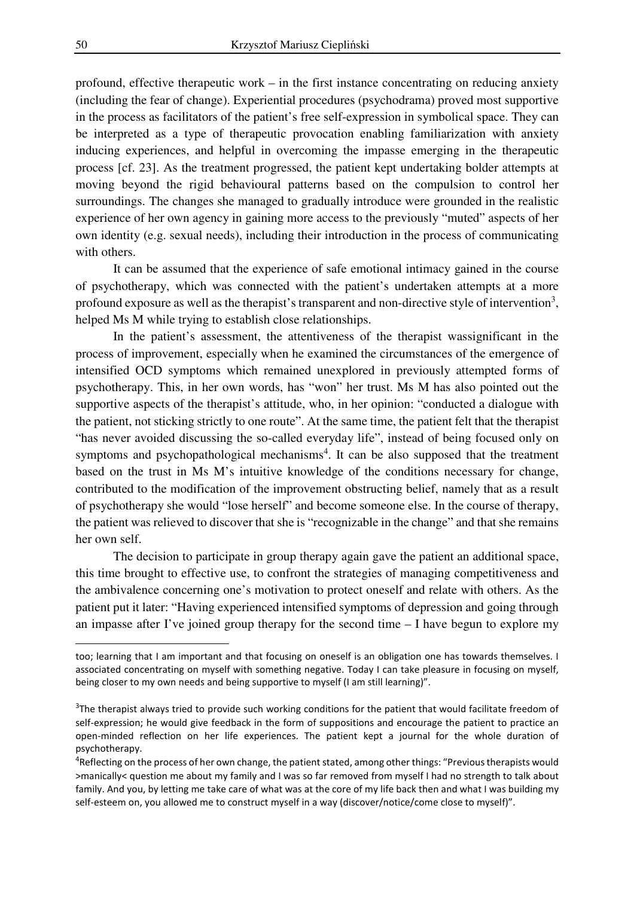profound, effective therapeutic work – in the first instance concentrating on reducing anxiety (including the fear of change). Experiential procedures (psychodrama) proved most supportive in the process as facilitators of the patient's free self-expression in symbolical space. They can be interpreted as a type of therapeutic provocation enabling familiarization with anxiety inducing experiences, and helpful in overcoming the impasse emerging in the therapeutic process [cf. 23]. As the treatment progressed, the patient kept undertaking bolder attempts at moving beyond the rigid behavioural patterns based on the compulsion to control her surroundings. The changes she managed to gradually introduce were grounded in the realistic experience of her own agency in gaining more access to the previously "muted" aspects of her own identity (e.g. sexual needs), including their introduction in the process of communicating with others.

It can be assumed that the experience of safe emotional intimacy gained in the course of psychotherapy, which was connected with the patient's undertaken attempts at a more profound exposure as well as the therapist's transparent and non-directive style of intervention[3], helped Ms M while trying to establish close relationships.

In the patient's assessment, the attentiveness of the therapist wassignificant in the process of improvement, especially when he examined the circumstances of the emergence of intensified OCD symptoms which remained unexplored in previously attempted forms of psychotherapy. This, in her own words, has "won" her trust. Ms M has also pointed out the supportive aspects of the therapist's attitude, who, in her opinion: "conducted a dialogue with the patient, not sticking strictly to one route". At the same time, the patient felt that the therapist "has never avoided discussing the so-called everyday life", instead of being focused only on symptoms and psychopathological mechanisms[4]. It can be also supposed that the treatment based on the trust in Ms M's intuitive knowledge of the conditions necessary for change, contributed to the modification of the improvement obstructing belief, namely that as a result of psychotherapy she would "lose herself" and become someone else. In the course of therapy, the patient was relieved to discover that she is "recognizable in the change" and that she remains her own self.

The decision to participate in group therapy again gave the patient an additional space, this time brought to effective use, to confront the strategies of managing competitiveness and the ambivalence concerning one's motivation to protect oneself and relate with others. As the patient put it later: "Having experienced intensified symptoms of depression and going through an impasse after I've joined group therapy for the second time – I have begun to explore my

---

too; learning that I am important and that focusing on oneself is an obligation one has towards themselves. I associated concentrating on myself with something negative. Today I can take pleasure in focusing on myself, being closer to my own needs and being supportive to myself (I am still learning)".

[3]The therapist always tried to provide such working conditions for the patient that would facilitate freedom of self-expression; he would give feedback in the form of suppositions and encourage the patient to practice an open-minded reflection on her life experiences. The patient kept a journal for the whole duration of psychotherapy.

[4]Reflecting on the process of her own change, the patient stated, among other things: "Previous therapists would >manically< question me about my family and I was so far removed from myself I had no strength to talk about family. And you, by letting me take care of what was at the core of my life back then and what I was building my self-esteem on, you allowed me to construct myself in a way (discover/notice/come close to myself)".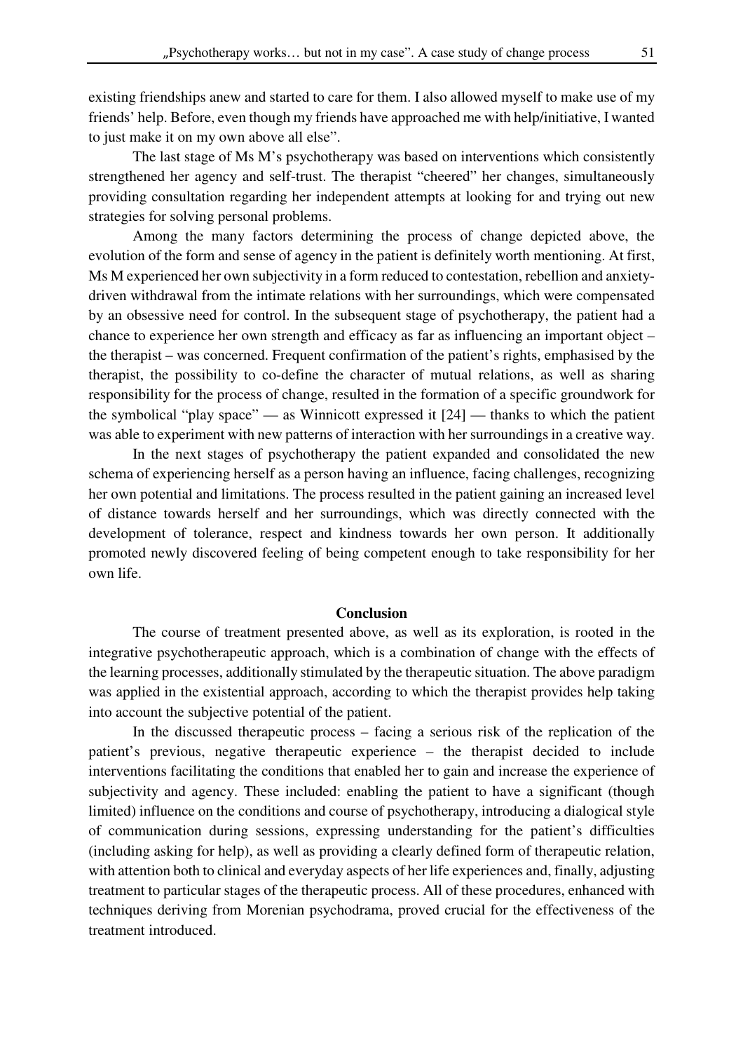existing friendships anew and started to care for them. I also allowed myself to make use of my friends' help. Before, even though my friends have approached me with help/initiative, I wanted to just make it on my own above all else".

The last stage of Ms M's psychotherapy was based on interventions which consistently strengthened her agency and self-trust. The therapist "cheered" her changes, simultaneously providing consultation regarding her independent attempts at looking for and trying out new strategies for solving personal problems.

Among the many factors determining the process of change depicted above, the evolution of the form and sense of agency in the patient is definitely worth mentioning. At first, Ms M experienced her own subjectivity in a form reduced to contestation, rebellion and anxiety-driven withdrawal from the intimate relations with her surroundings, which were compensated by an obsessive need for control. In the subsequent stage of psychotherapy, the patient had a chance to experience her own strength and efficacy as far as influencing an important object – the therapist – was concerned. Frequent confirmation of the patient's rights, emphasised by the therapist, the possibility to co-define the character of mutual relations, as well as sharing responsibility for the process of change, resulted in the formation of a specific groundwork for the symbolical "play space" — as Winnicott expressed it [24] — thanks to which the patient was able to experiment with new patterns of interaction with her surroundings in a creative way.

In the next stages of psychotherapy the patient expanded and consolidated the new schema of experiencing herself as a person having an influence, facing challenges, recognizing her own potential and limitations. The process resulted in the patient gaining an increased level of distance towards herself and her surroundings, which was directly connected with the development of tolerance, respect and kindness towards her own person. It additionally promoted newly discovered feeling of being competent enough to take responsibility for her own life.

## Conclusion

The course of treatment presented above, as well as its exploration, is rooted in the integrative psychotherapeutic approach, which is a combination of change with the effects of the learning processes, additionally stimulated by the therapeutic situation. The above paradigm was applied in the existential approach, according to which the therapist provides help taking into account the subjective potential of the patient.

In the discussed therapeutic process – facing a serious risk of the replication of the patient's previous, negative therapeutic experience – the therapist decided to include interventions facilitating the conditions that enabled her to gain and increase the experience of subjectivity and agency. These included: enabling the patient to have a significant (though limited) influence on the conditions and course of psychotherapy, introducing a dialogical style of communication during sessions, expressing understanding for the patient's difficulties (including asking for help), as well as providing a clearly defined form of therapeutic relation, with attention both to clinical and everyday aspects of her life experiences and, finally, adjusting treatment to particular stages of the therapeutic process. All of these procedures, enhanced with techniques deriving from Morenian psychodrama, proved crucial for the effectiveness of the treatment introduced.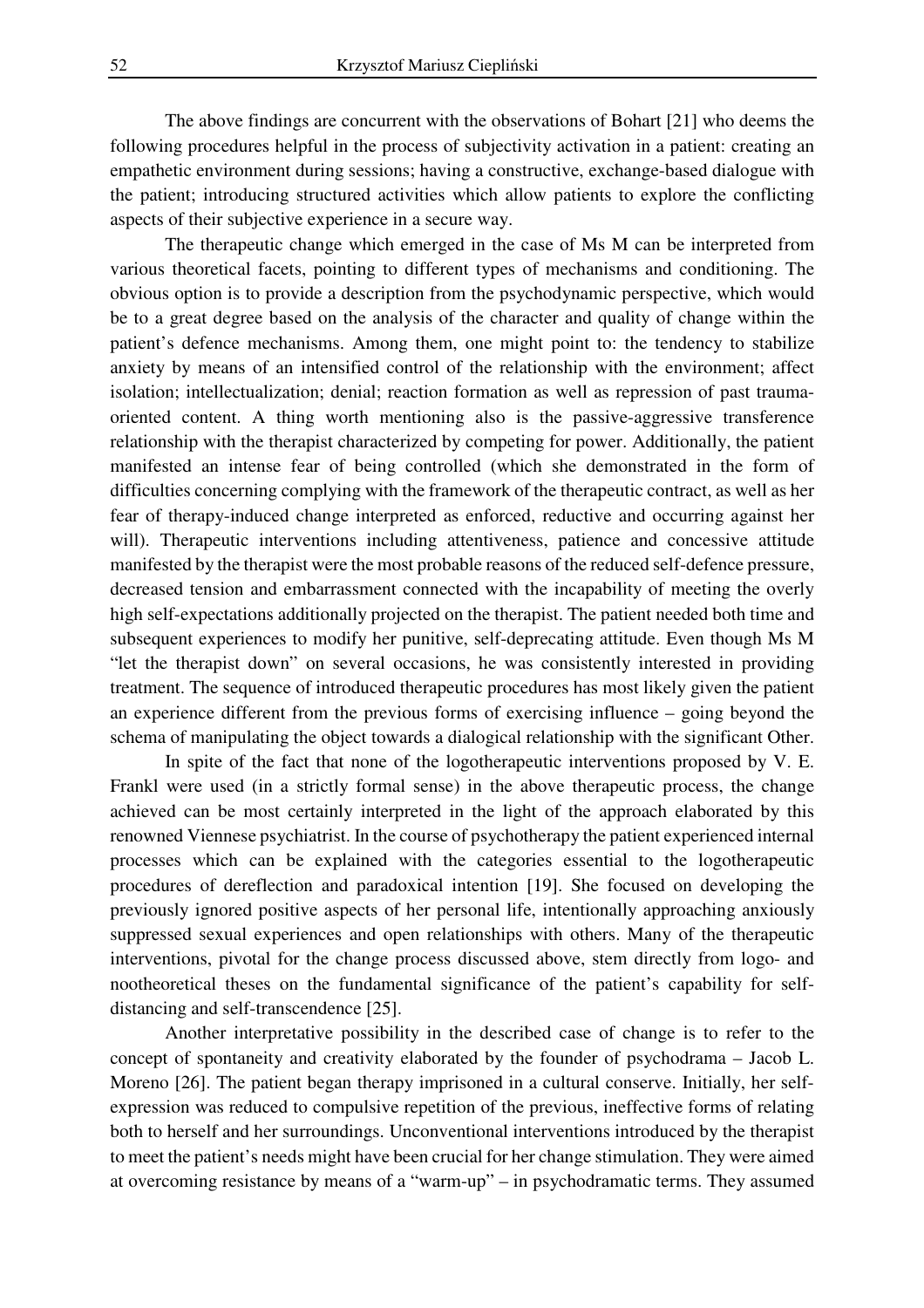The above findings are concurrent with the observations of Bohart [21] who deems the following procedures helpful in the process of subjectivity activation in a patient: creating an empathetic environment during sessions; having a constructive, exchange-based dialogue with the patient; introducing structured activities which allow patients to explore the conflicting aspects of their subjective experience in a secure way.

The therapeutic change which emerged in the case of Ms M can be interpreted from various theoretical facets, pointing to different types of mechanisms and conditioning. The obvious option is to provide a description from the psychodynamic perspective, which would be to a great degree based on the analysis of the character and quality of change within the patient's defence mechanisms. Among them, one might point to: the tendency to stabilize anxiety by means of an intensified control of the relationship with the environment; affect isolation; intellectualization; denial; reaction formation as well as repression of past trauma-oriented content. A thing worth mentioning also is the passive-aggressive transference relationship with the therapist characterized by competing for power. Additionally, the patient manifested an intense fear of being controlled (which she demonstrated in the form of difficulties concerning complying with the framework of the therapeutic contract, as well as her fear of therapy-induced change interpreted as enforced, reductive and occurring against her will). Therapeutic interventions including attentiveness, patience and concessive attitude manifested by the therapist were the most probable reasons of the reduced self-defence pressure, decreased tension and embarrassment connected with the incapability of meeting the overly high self-expectations additionally projected on the therapist. The patient needed both time and subsequent experiences to modify her punitive, self-deprecating attitude. Even though Ms M "let the therapist down" on several occasions, he was consistently interested in providing treatment. The sequence of introduced therapeutic procedures has most likely given the patient an experience different from the previous forms of exercising influence – going beyond the schema of manipulating the object towards a dialogical relationship with the significant Other.

In spite of the fact that none of the logotherapeutic interventions proposed by V. E. Frankl were used (in a strictly formal sense) in the above therapeutic process, the change achieved can be most certainly interpreted in the light of the approach elaborated by this renowned Viennese psychiatrist. In the course of psychotherapy the patient experienced internal processes which can be explained with the categories essential to the logotherapeutic procedures of dereflection and paradoxical intention [19]. She focused on developing the previously ignored positive aspects of her personal life, intentionally approaching anxiously suppressed sexual experiences and open relationships with others. Many of the therapeutic interventions, pivotal for the change process discussed above, stem directly from logo- and nootheoretical theses on the fundamental significance of the patient's capability for self-distancing and self-transcendence [25].

Another interpretative possibility in the described case of change is to refer to the concept of spontaneity and creativity elaborated by the founder of psychodrama – Jacob L. Moreno [26]. The patient began therapy imprisoned in a cultural conserve. Initially, her self-expression was reduced to compulsive repetition of the previous, ineffective forms of relating both to herself and her surroundings. Unconventional interventions introduced by the therapist to meet the patient's needs might have been crucial for her change stimulation. They were aimed at overcoming resistance by means of a "warm-up" – in psychodramatic terms. They assumed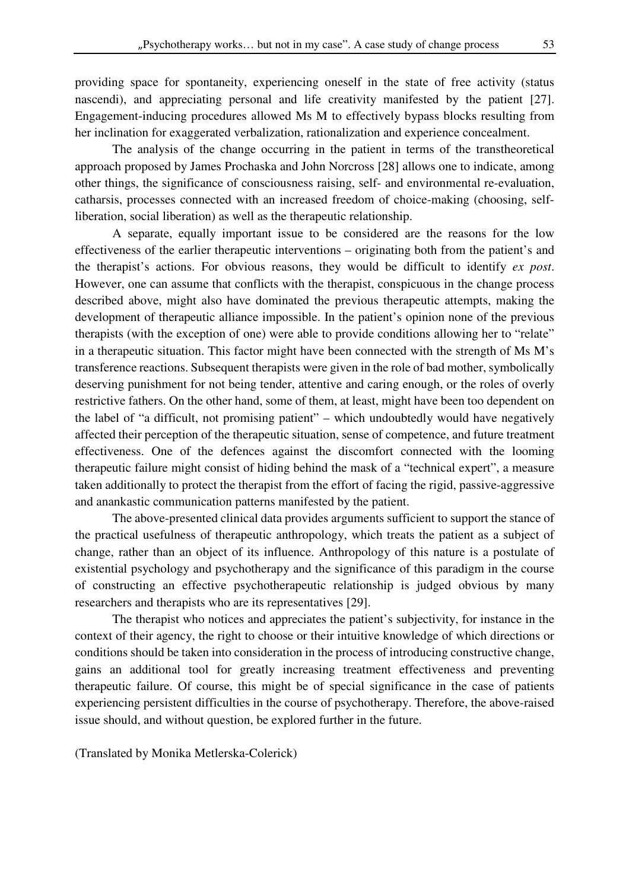providing space for spontaneity, experiencing oneself in the state of free activity (status nascendi), and appreciating personal and life creativity manifested by the patient [27]. Engagement-inducing procedures allowed Ms M to effectively bypass blocks resulting from her inclination for exaggerated verbalization, rationalization and experience concealment.

The analysis of the change occurring in the patient in terms of the transtheoretical approach proposed by James Prochaska and John Norcross [28] allows one to indicate, among other things, the significance of consciousness raising, self- and environmental re-evaluation, catharsis, processes connected with an increased freedom of choice-making (choosing, self-liberation, social liberation) as well as the therapeutic relationship.

A separate, equally important issue to be considered are the reasons for the low effectiveness of the earlier therapeutic interventions – originating both from the patient's and the therapist's actions. For obvious reasons, they would be difficult to identify *ex post*. However, one can assume that conflicts with the therapist, conspicuous in the change process described above, might also have dominated the previous therapeutic attempts, making the development of therapeutic alliance impossible. In the patient's opinion none of the previous therapists (with the exception of one) were able to provide conditions allowing her to "relate" in a therapeutic situation. This factor might have been connected with the strength of Ms M's transference reactions. Subsequent therapists were given in the role of bad mother, symbolically deserving punishment for not being tender, attentive and caring enough, or the roles of overly restrictive fathers. On the other hand, some of them, at least, might have been too dependent on the label of "a difficult, not promising patient" – which undoubtedly would have negatively affected their perception of the therapeutic situation, sense of competence, and future treatment effectiveness. One of the defences against the discomfort connected with the looming therapeutic failure might consist of hiding behind the mask of a "technical expert", a measure taken additionally to protect the therapist from the effort of facing the rigid, passive-aggressive and anankastic communication patterns manifested by the patient.

The above-presented clinical data provides arguments sufficient to support the stance of the practical usefulness of therapeutic anthropology, which treats the patient as a subject of change, rather than an object of its influence. Anthropology of this nature is a postulate of existential psychology and psychotherapy and the significance of this paradigm in the course of constructing an effective psychotherapeutic relationship is judged obvious by many researchers and therapists who are its representatives [29].

The therapist who notices and appreciates the patient's subjectivity, for instance in the context of their agency, the right to choose or their intuitive knowledge of which directions or conditions should be taken into consideration in the process of introducing constructive change, gains an additional tool for greatly increasing treatment effectiveness and preventing therapeutic failure. Of course, this might be of special significance in the case of patients experiencing persistent difficulties in the course of psychotherapy. Therefore, the above-raised issue should, and without question, be explored further in the future.

(Translated by Monika Metlerska-Colerick)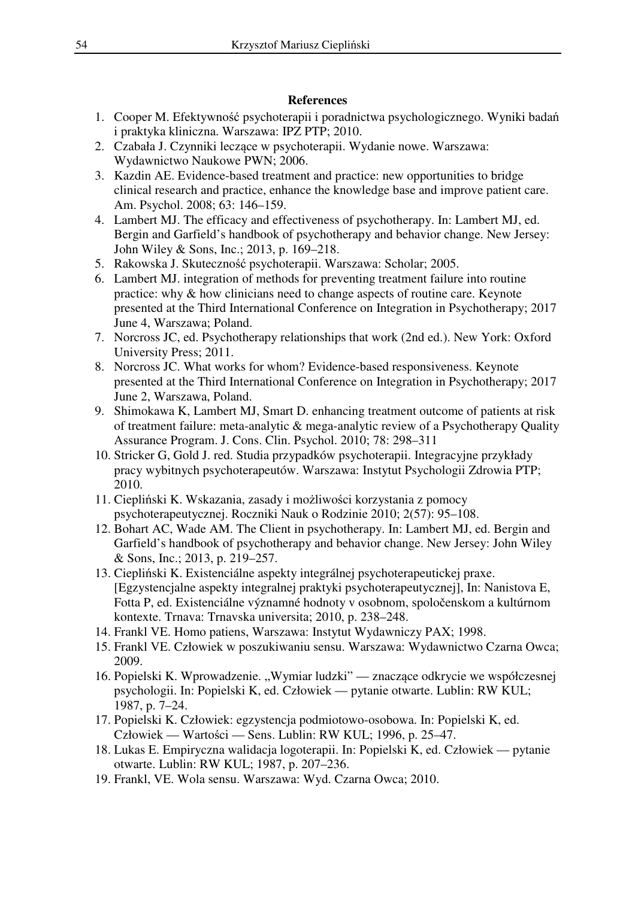## References

1. Cooper M. Efektywność psychoterapii i poradnictwa psychologicznego. Wyniki badań i praktyka kliniczna. Warszawa: IPZ PTP; 2010.
2. Czabała J. Czynniki leczące w psychoterapii. Wydanie nowe. Warszawa: Wydawnictwo Naukowe PWN; 2006.
3. Kazdin AE. Evidence-based treatment and practice: new opportunities to bridge clinical research and practice, enhance the knowledge base and improve patient care. Am. Psychol. 2008; 63: 146–159.
4. Lambert MJ. The efficacy and effectiveness of psychotherapy. In: Lambert MJ, ed. Bergin and Garfield's handbook of psychotherapy and behavior change. New Jersey: John Wiley & Sons, Inc.; 2013, p. 169–218.
5. Rakowska J. Skuteczność psychoterapii. Warszawa: Scholar; 2005.
6. Lambert MJ. integration of methods for preventing treatment failure into routine practice: why & how clinicians need to change aspects of routine care. Keynote presented at the Third International Conference on Integration in Psychotherapy; 2017 June 4, Warszawa; Poland.
7. Norcross JC, ed. Psychotherapy relationships that work (2nd ed.). New York: Oxford University Press; 2011.
8. Norcross JC. What works for whom? Evidence-based responsiveness. Keynote presented at the Third International Conference on Integration in Psychotherapy; 2017 June 2, Warszawa, Poland.
9. Shimokawa K, Lambert MJ, Smart D. enhancing treatment outcome of patients at risk of treatment failure: meta-analytic & mega-analytic review of a Psychotherapy Quality Assurance Program. J. Cons. Clin. Psychol. 2010; 78: 298–311
10. Stricker G, Gold J. red. Studia przypadków psychoterapii. Integracyjne przykłady pracy wybitnych psychoterapeutów. Warszawa: Instytut Psychologii Zdrowia PTP; 2010.
11. Ciepliński K. Wskazania, zasady i możliwości korzystania z pomocy psychoterapeutycznej. Roczniki Nauk o Rodzinie 2010; 2(57): 95–108.
12. Bohart AC, Wade AM. The Client in psychotherapy. In: Lambert MJ, ed. Bergin and Garfield's handbook of psychotherapy and behavior change. New Jersey: John Wiley & Sons, Inc.; 2013, p. 219–257.
13. Ciepliński K. Existenciálne aspekty integrálnej psychoterapeutickej praxe. [Egzystencjalne aspekty integralnej praktyki psychoterapeutycznej], In: Nanistova E, Fotta P, ed. Existenciálne významné hodnoty v osobnom, spoločenskom a kultúrnom kontexte. Trnava: Trnavska universita; 2010, p. 238–248.
14. Frankl VE. Homo patiens, Warszawa: Instytut Wydawniczy PAX; 1998.
15. Frankl VE. Człowiek w poszukiwaniu sensu. Warszawa: Wydawnictwo Czarna Owca; 2009.
16. Popielski K. Wprowadzenie. „Wymiar ludzki" — znaczące odkrycie we współczesnej psychologii. In: Popielski K, ed. Człowiek — pytanie otwarte. Lublin: RW KUL; 1987, p. 7–24.
17. Popielski K. Człowiek: egzystencja podmiotowo-osobowa. In: Popielski K, ed. Człowiek — Wartości — Sens. Lublin: RW KUL; 1996, p. 25–47.
18. Lukas E. Empiryczna walidacja logoterapii. In: Popielski K, ed. Człowiek — pytanie otwarte. Lublin: RW KUL; 1987, p. 207–236.
19. Frankl, VE. Wola sensu. Warszawa: Wyd. Czarna Owca; 2010.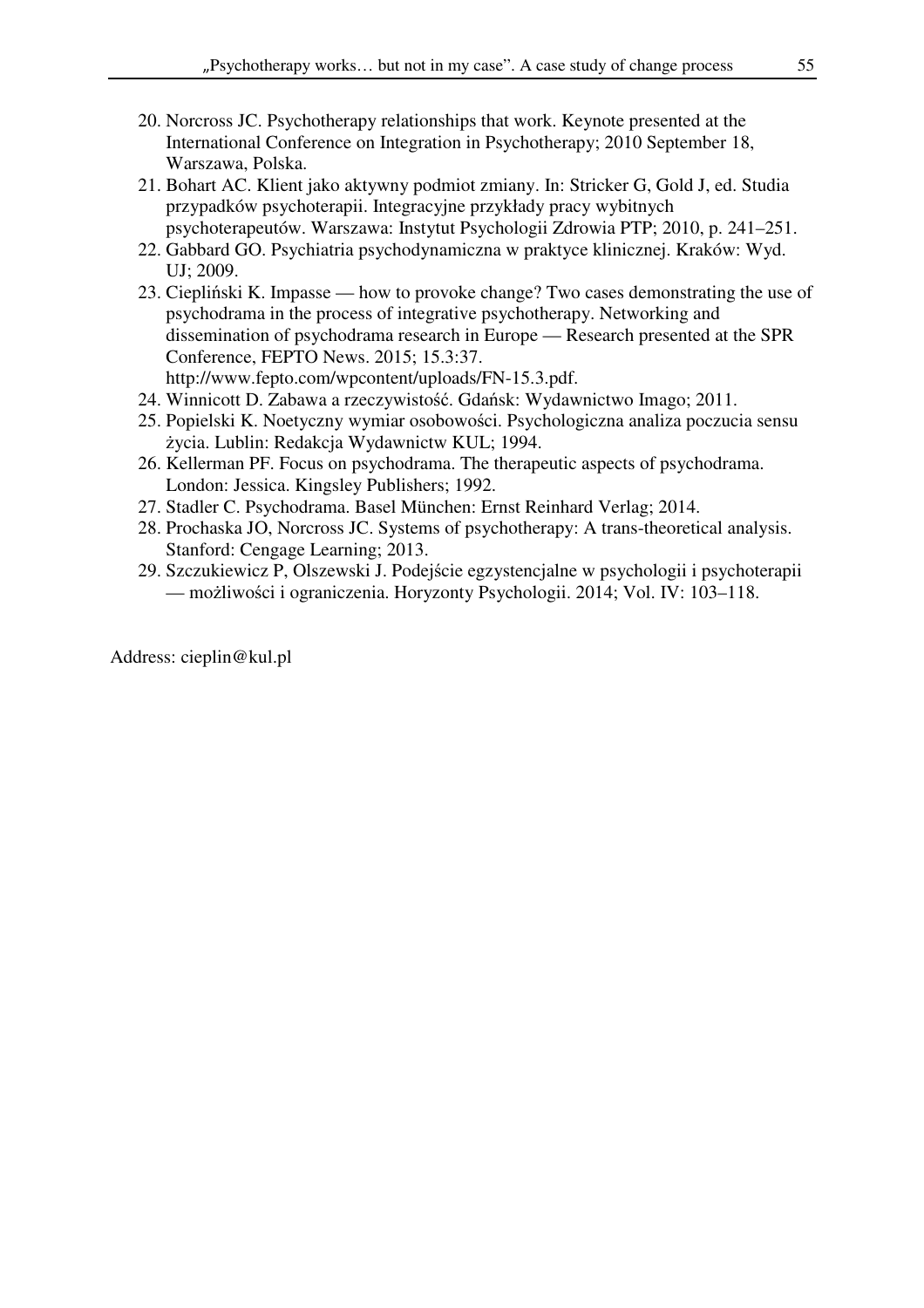20. Norcross JC. Psychotherapy relationships that work. Keynote presented at the International Conference on Integration in Psychotherapy; 2010 September 18, Warszawa, Polska.
21. Bohart AC. Klient jako aktywny podmiot zmiany. In: Stricker G, Gold J, ed. Studia przypadków psychoterapii. Integracyjne przykłady pracy wybitnych psychoterapeutów. Warszawa: Instytut Psychologii Zdrowia PTP; 2010, p. 241–251.
22. Gabbard GO. Psychiatria psychodynamiczna w praktyce klinicznej. Kraków: Wyd. UJ; 2009.
23. Siepliński K. Impasse — how to provoke change? Two cases demonstrating the use of psychodrama in the process of integrative psychotherapy. Networking and dissemination of psychodrama research in Europe — Research presented at the SPR Conference, FEPTO News. 2015; 15.3:37. http://www.fepto.com/wpcontent/uploads/FN-15.3.pdf.
24. Winnicott D. Zabawa a rzeczywistość. Gdańsk: Wydawnictwo Imago; 2011.
25. Popielski K. Noetyczny wymiar osobowości. Psychologiczna analiza poczucia sensu życia. Lublin: Redakcja Wydawnictw KUL; 1994.
26. Kellerman PF. Focus on psychodrama. The therapeutic aspects of psychodrama. London: Jessica. Kingsley Publishers; 1992.
27. Stadler C. Psychodrama. Basel München: Ernst Reinhard Verlag; 2014.
28. Prochaska JO, Norcross JC. Systems of psychotherapy: A trans-theoretical analysis. Stanford: Cengage Learning; 2013.
29. Szczukiewicz P, Olszewski J. Podejście egzystencjalne w psychologii i psychoterapii — możliwości i ograniczenia. Horyzonty Psychologii. 2014; Vol. IV: 103–118.

Address: cieplin@kul.pl